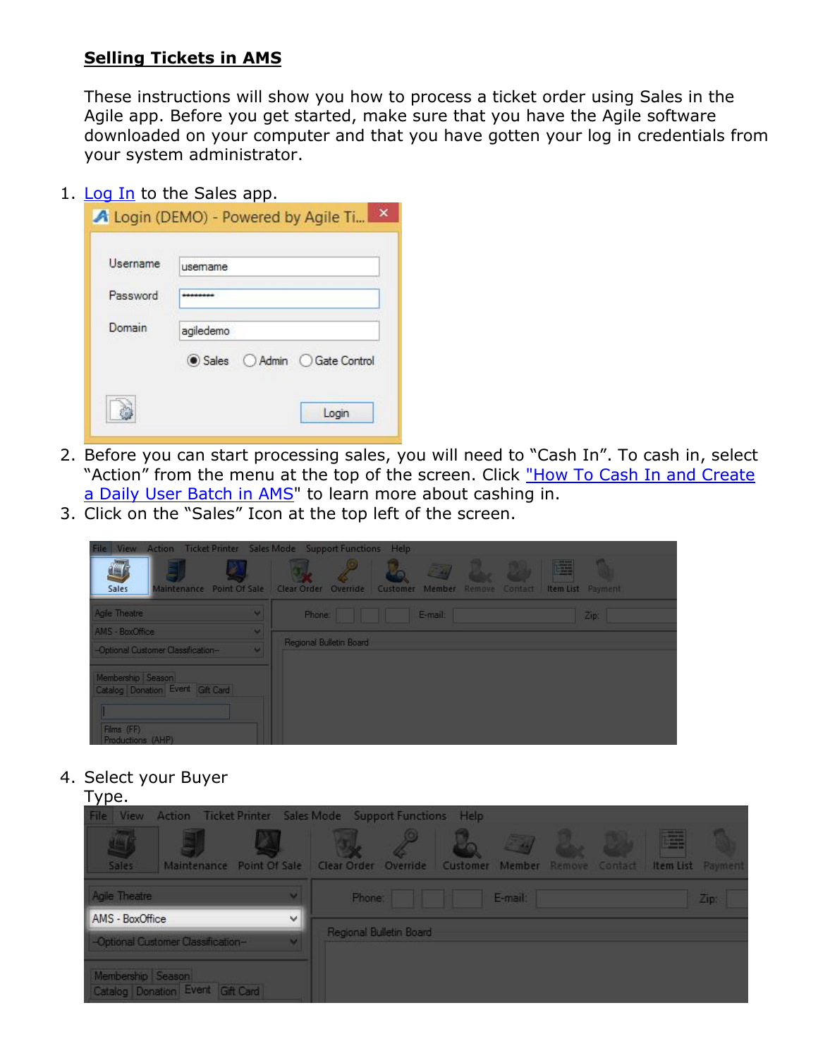# Selling Tickets in AMS

These instructions will show you how to process a ticket order using Sales in the Agile app. Before you get started, make sure that you have the Agile software downloaded on your computer and that you have gotten your log in credentials from your system administrator.

1. Log In to the Sales app.
2. Before you can start processing sales, you will need to "Cash In". To cash in, select "Action" from the menu at the top of the screen. Click "How To Cash In and Create a Daily User Batch in AMS" to learn more about cashing in.
3. Click on the "Sales" Icon at the top left of the screen.
4. Select your Buyer Type.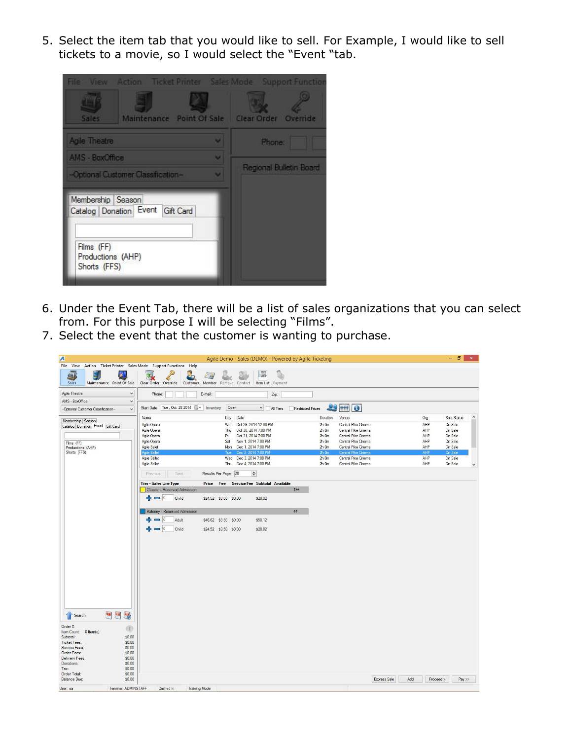5. Select the item tab that you would like to sell. For Example, I would like to sell tickets to a movie, so I would select the "Event "tab.

6. Under the Event Tab, there will be a list of sales organizations that you can select from. For this purpose I will be selecting "Films".
7. Select the event that the customer is wanting to purchase.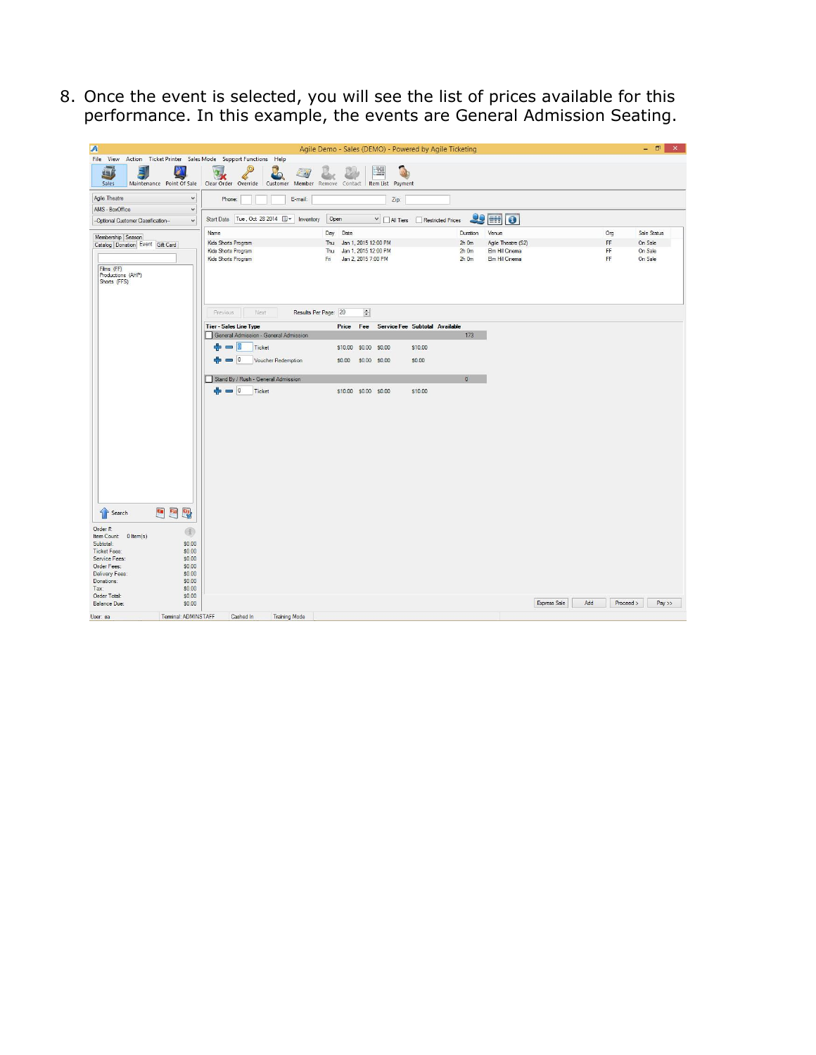8. Once the event is selected, you will see the list of prices available for this performance. In this example, the events are General Admission Seating.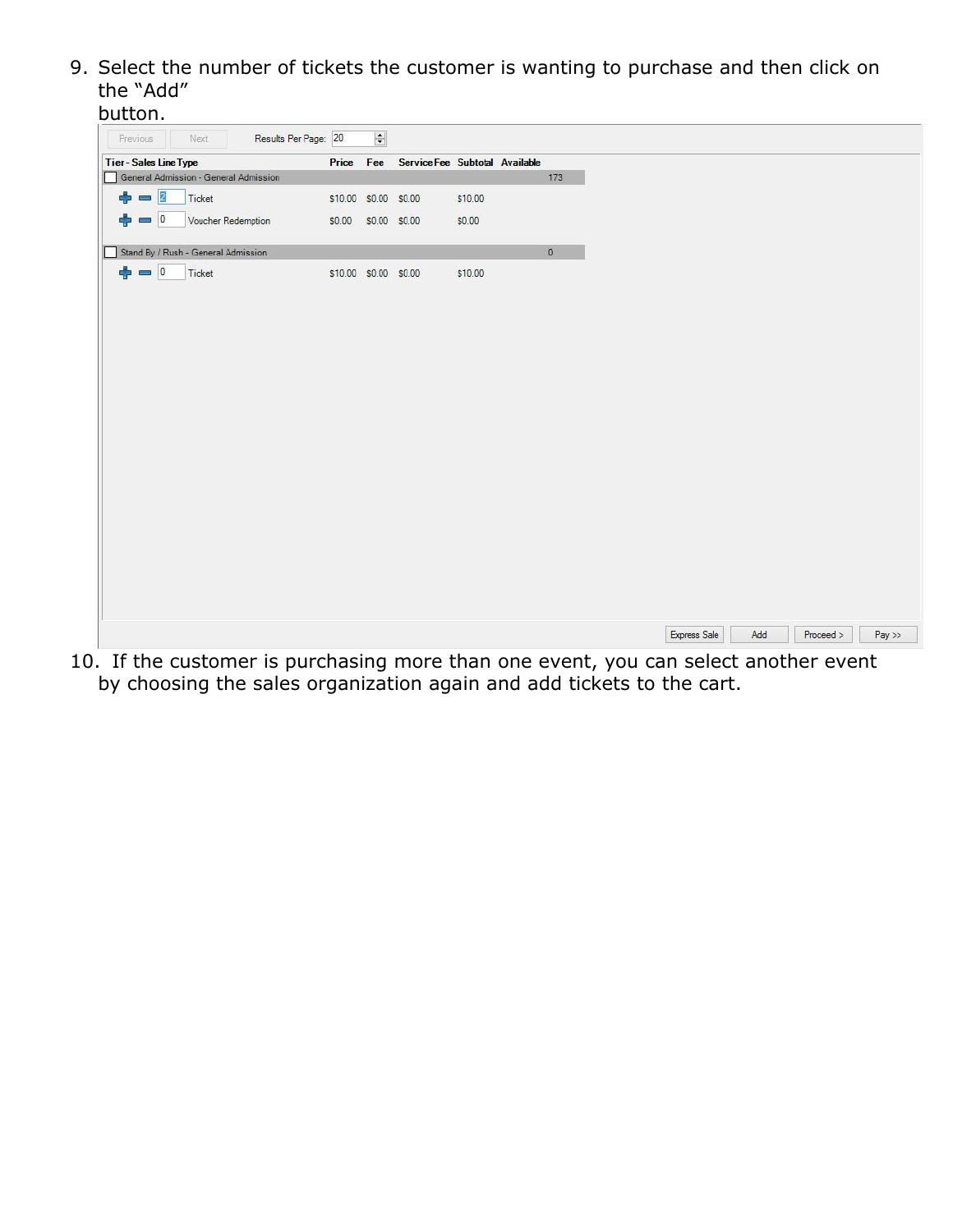9. Select the number of tickets the customer is wanting to purchase and then click on the "Add" button.

| Tier - Sales Line Type | Price | Fee | Service Fee | Subtotal | Available |
|---|---|---|---|---|---|
| General Admission - General Admission | | | | | 173 |
| 2 Ticket | $10.00 | $0.00 | $0.00 | $10.00 | |
| 0 Voucher Redemption | $0.00 | $0.00 | $0.00 | $0.00 | |
| Stand By / Rush - General Admission | | | | | 0 |
| 0 Ticket | $10.00 | $0.00 | $0.00 | $10.00 | |

10. If the customer is purchasing more than one event, you can select another event by choosing the sales organization again and add tickets to the cart.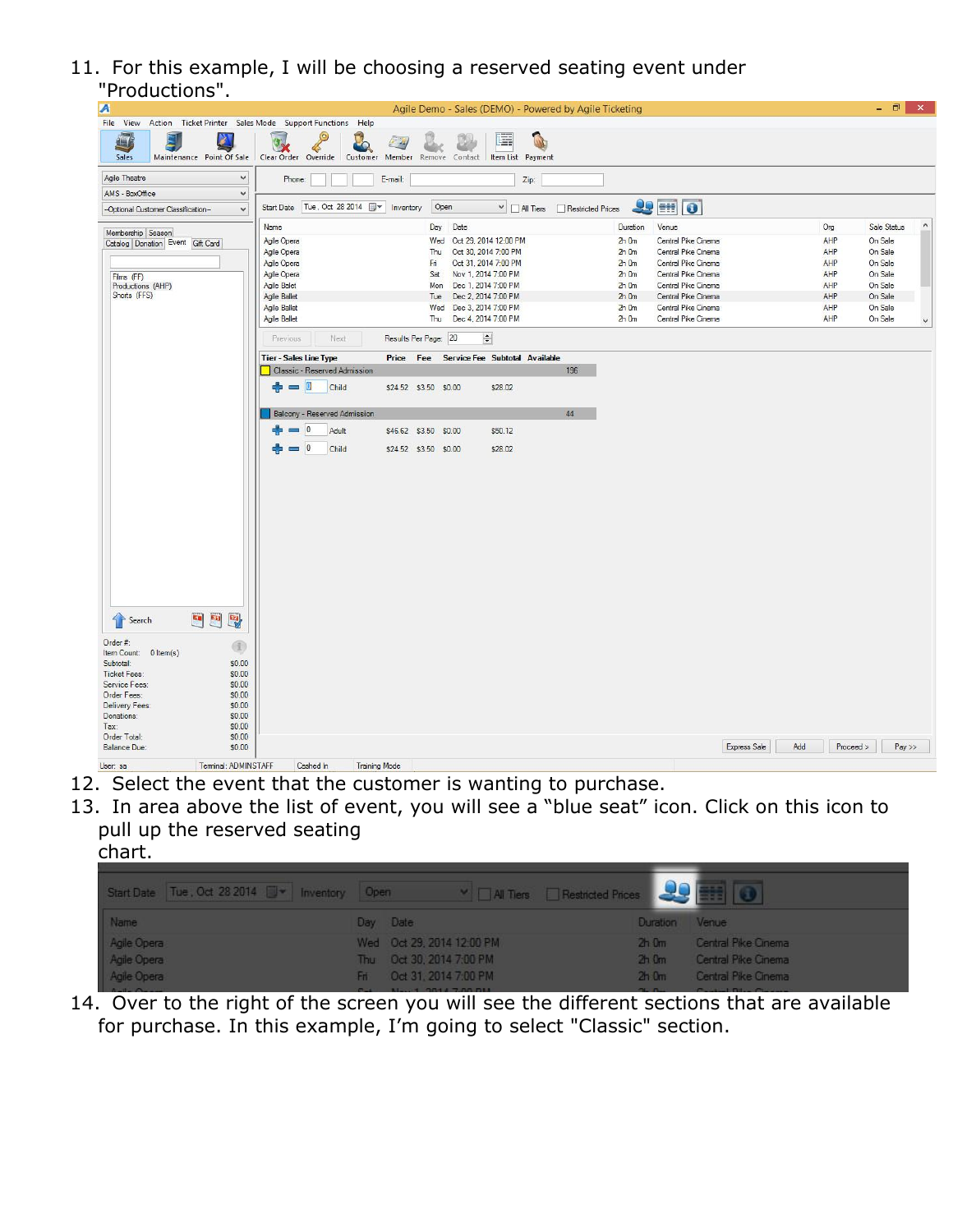11. For this example, I will be choosing a reserved seating event under "Productions".

12. Select the event that the customer is wanting to purchase.

13. In area above the list of event, you will see a "blue seat" icon. Click on this icon to pull up the reserved seating chart.

14. Over to the right of the screen you will see the different sections that are available for purchase. In this example, I'm going to select "Classic" section.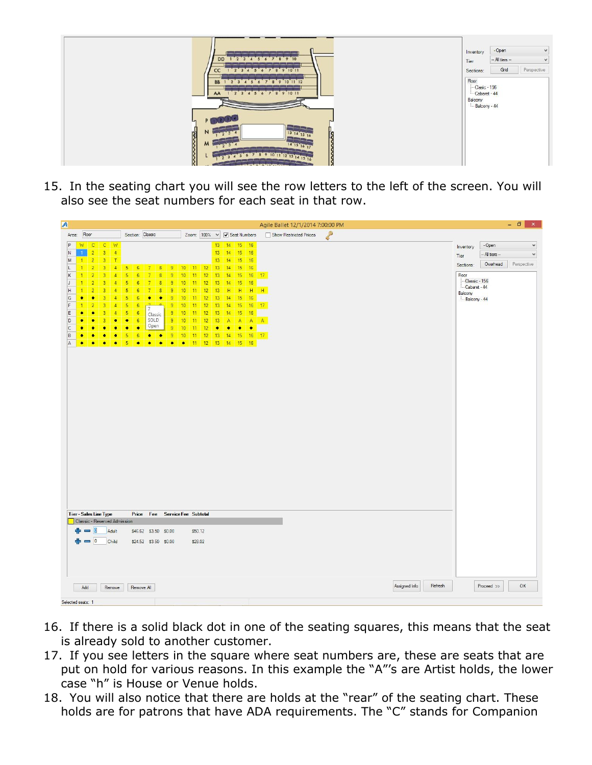15. In the seating chart you will see the row letters to the left of the screen. You will also see the seat numbers for each seat in that row.

16. If there is a solid black dot in one of the seating squares, this means that the seat is already sold to another customer.
17. If you see letters in the square where seat numbers are, these are seats that are put on hold for various reasons. In this example the "A"'s are Artist holds, the lower case "h" is House or Venue holds.
18. You will also notice that there are holds at the "rear" of the seating chart. These holds are for patrons that have ADA requirements. The "C" stands for Companion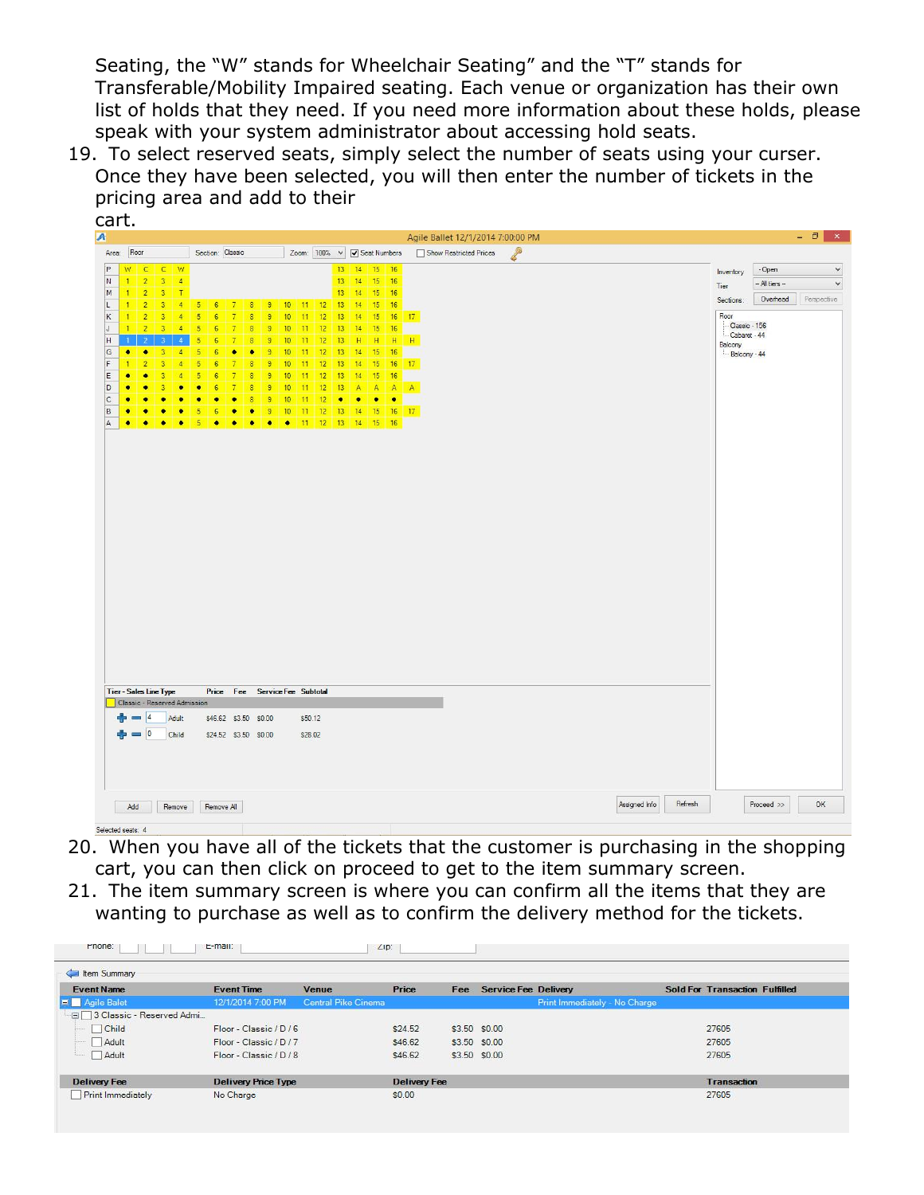Seating, the "W" stands for Wheelchair Seating" and the "T" stands for Transferable/Mobility Impaired seating. Each venue or organization has their own list of holds that they need. If you need more information about these holds, please speak with your system administrator about accessing hold seats.

19. To select reserved seats, simply select the number of seats using your curser. Once they have been selected, you will then enter the number of tickets in the pricing area and add to their cart.

20. When you have all of the tickets that the customer is purchasing in the shopping cart, you can then click on proceed to get to the item summary screen.

21. The item summary screen is where you can confirm all the items that they are wanting to purchase as well as to confirm the delivery method for the tickets.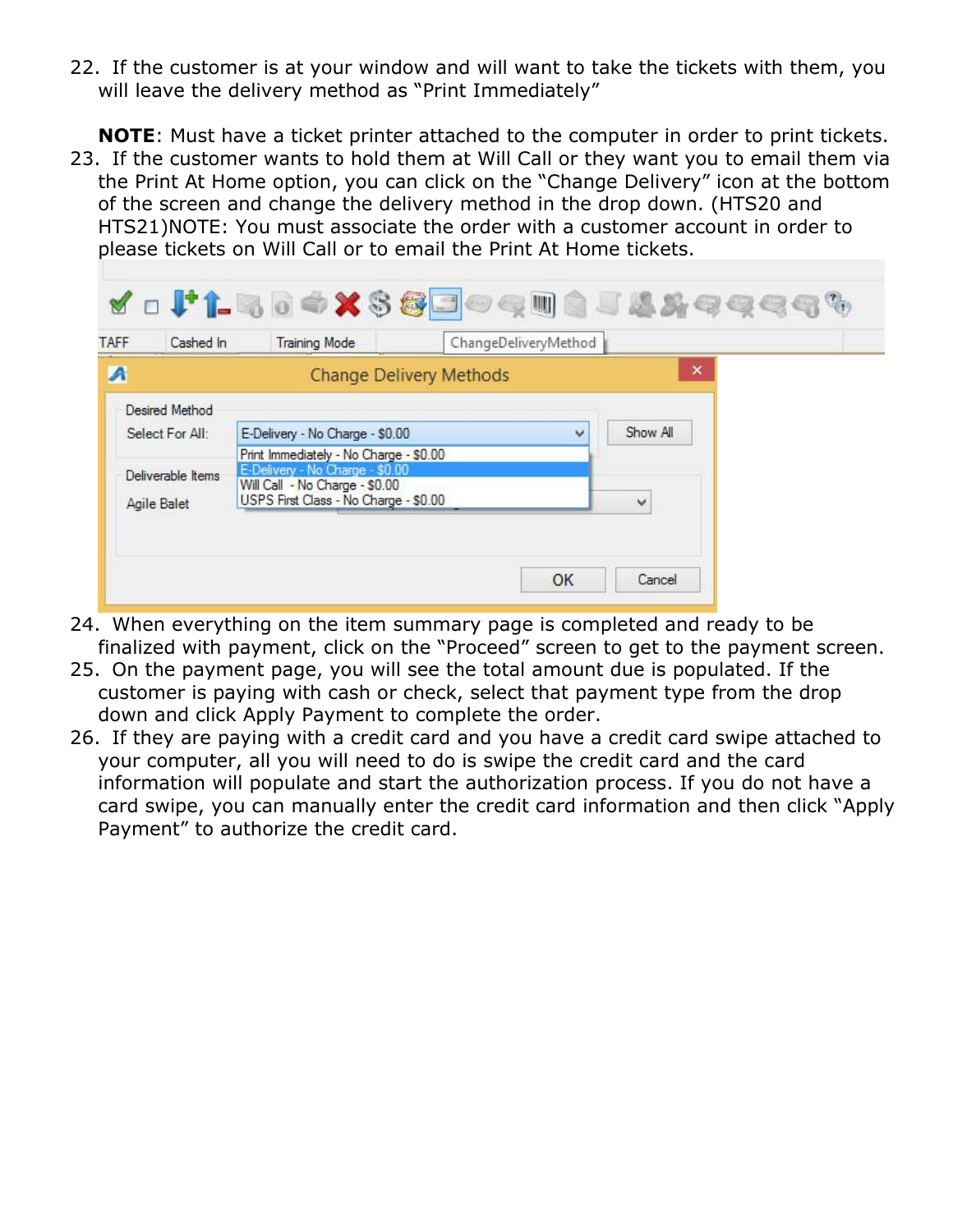22. If the customer is at your window and will want to take the tickets with them, you will leave the delivery method as "Print Immediately"

    **NOTE**: Must have a ticket printer attached to the computer in order to print tickets.

23. If the customer wants to hold them at Will Call or they want you to email them via the Print At Home option, you can click on the "Change Delivery" icon at the bottom of the screen and change the delivery method in the drop down. (HTS20 and HTS21)NOTE: You must associate the order with a customer account in order to please tickets on Will Call or to email the Print At Home tickets.

24. When everything on the item summary page is completed and ready to be finalized with payment, click on the "Proceed" screen to get to the payment screen.
25. On the payment page, you will see the total amount due is populated. If the customer is paying with cash or check, select that payment type from the drop down and click Apply Payment to complete the order.
26. If they are paying with a credit card and you have a credit card swipe attached to your computer, all you will need to do is swipe the credit card and the card information will populate and start the authorization process. If you do not have a card swipe, you can manually enter the credit card information and then click "Apply Payment" to authorize the credit card.